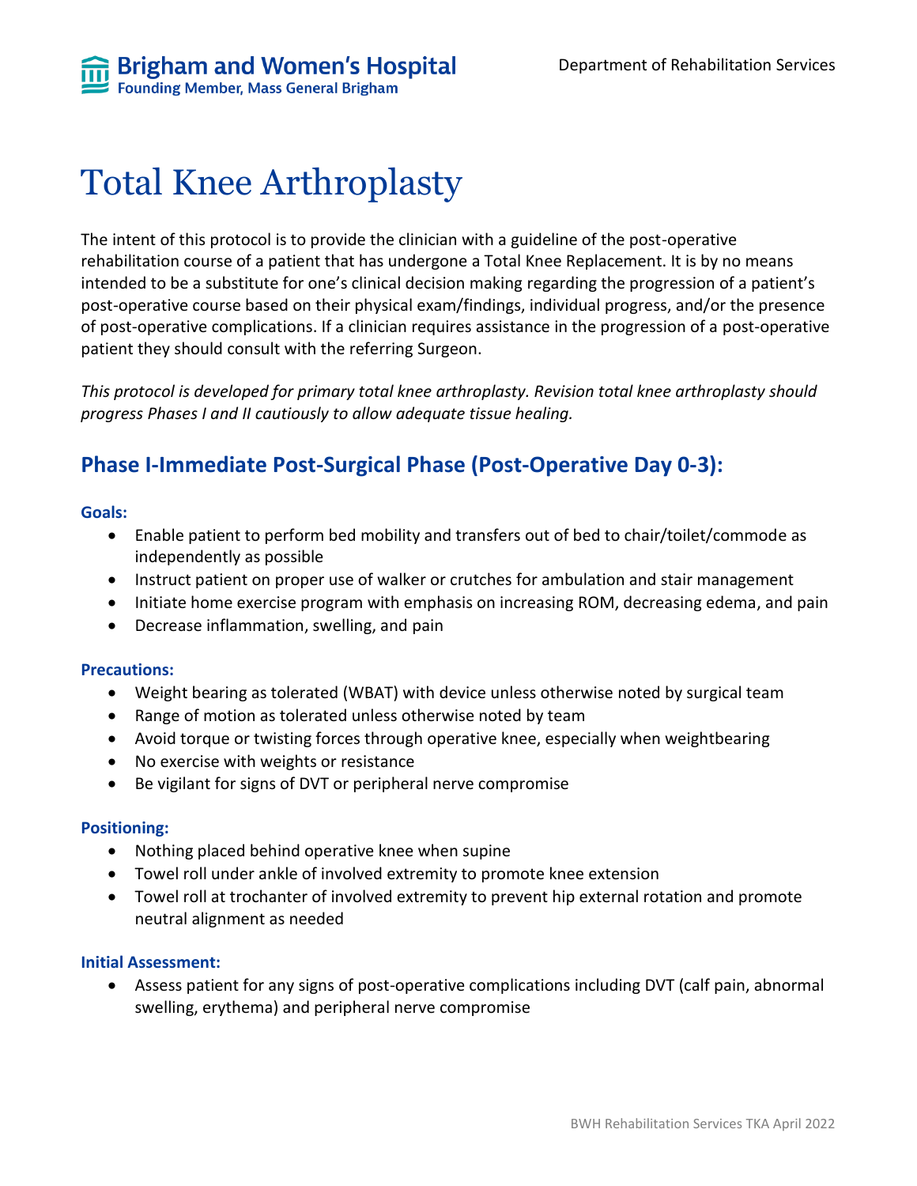Brigham and Women's Hospital
Founding Member, Mass General Brigham

Department of Rehabilitation Services

# Total Knee Arthroplasty

The intent of this protocol is to provide the clinician with a guideline of the post-operative rehabilitation course of a patient that has undergone a Total Knee Replacement. It is by no means intended to be a substitute for one's clinical decision making regarding the progression of a patient's post-operative course based on their physical exam/findings, individual progress, and/or the presence of post-operative complications. If a clinician requires assistance in the progression of a post-operative patient they should consult with the referring Surgeon.

*This protocol is developed for primary total knee arthroplasty. Revision total knee arthroplasty should progress Phases I and II cautiously to allow adequate tissue healing.*

## Phase I-Immediate Post-Surgical Phase (Post-Operative Day 0-3):

#### Goals:

- Enable patient to perform bed mobility and transfers out of bed to chair/toilet/commode as independently as possible
- Instruct patient on proper use of walker or crutches for ambulation and stair management
- Initiate home exercise program with emphasis on increasing ROM, decreasing edema, and pain
- Decrease inflammation, swelling, and pain

#### Precautions:

- Weight bearing as tolerated (WBAT) with device unless otherwise noted by surgical team
- Range of motion as tolerated unless otherwise noted by team
- Avoid torque or twisting forces through operative knee, especially when weightbearing
- No exercise with weights or resistance
- Be vigilant for signs of DVT or peripheral nerve compromise

#### Positioning:

- Nothing placed behind operative knee when supine
- Towel roll under ankle of involved extremity to promote knee extension
- Towel roll at trochanter of involved extremity to prevent hip external rotation and promote neutral alignment as needed

#### Initial Assessment:

- Assess patient for any signs of post-operative complications including DVT (calf pain, abnormal swelling, erythema) and peripheral nerve compromise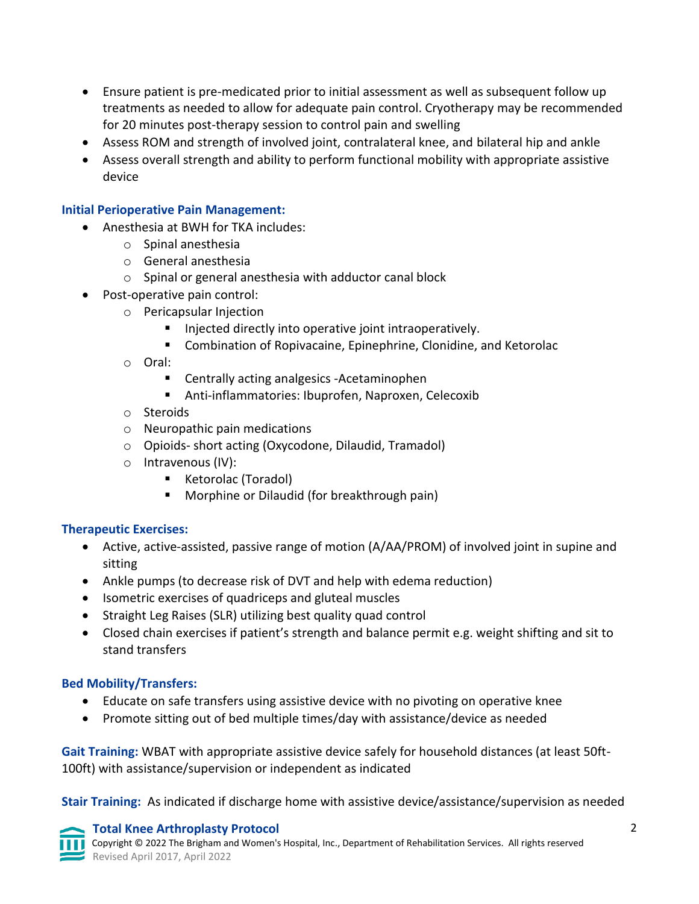- Ensure patient is pre-medicated prior to initial assessment as well as subsequent follow up treatments as needed to allow for adequate pain control. Cryotherapy may be recommended for 20 minutes post-therapy session to control pain and swelling
- Assess ROM and strength of involved joint, contralateral knee, and bilateral hip and ankle
- Assess overall strength and ability to perform functional mobility with appropriate assistive device

**Initial Perioperative Pain Management:**

- Anesthesia at BWH for TKA includes:
  - Spinal anesthesia
  - General anesthesia
  - Spinal or general anesthesia with adductor canal block
- Post-operative pain control:
  - Pericapsular Injection
    - Injected directly into operative joint intraoperatively.
    - Combination of Ropivacaine, Epinephrine, Clonidine, and Ketorolac
  - Oral:
    - Centrally acting analgesics -Acetaminophen
    - Anti-inflammatories: Ibuprofen, Naproxen, Celecoxib
  - Steroids
  - Neuropathic pain medications
  - Opioids- short acting (Oxycodone, Dilaudid, Tramadol)
  - Intravenous (IV):
    - Ketorolac (Toradol)
    - Morphine or Dilaudid (for breakthrough pain)

**Therapeutic Exercises:**

- Active, active-assisted, passive range of motion (A/AA/PROM) of involved joint in supine and sitting
- Ankle pumps (to decrease risk of DVT and help with edema reduction)
- Isometric exercises of quadriceps and gluteal muscles
- Straight Leg Raises (SLR) utilizing best quality quad control
- Closed chain exercises if patient's strength and balance permit e.g. weight shifting and sit to stand transfers

**Bed Mobility/Transfers:**

- Educate on safe transfers using assistive device with no pivoting on operative knee
- Promote sitting out of bed multiple times/day with assistance/device as needed

**Gait Training:** WBAT with appropriate assistive device safely for household distances (at least 50ft-100ft) with assistance/supervision or independent as indicated

**Stair Training:** As indicated if discharge home with assistive device/assistance/supervision as needed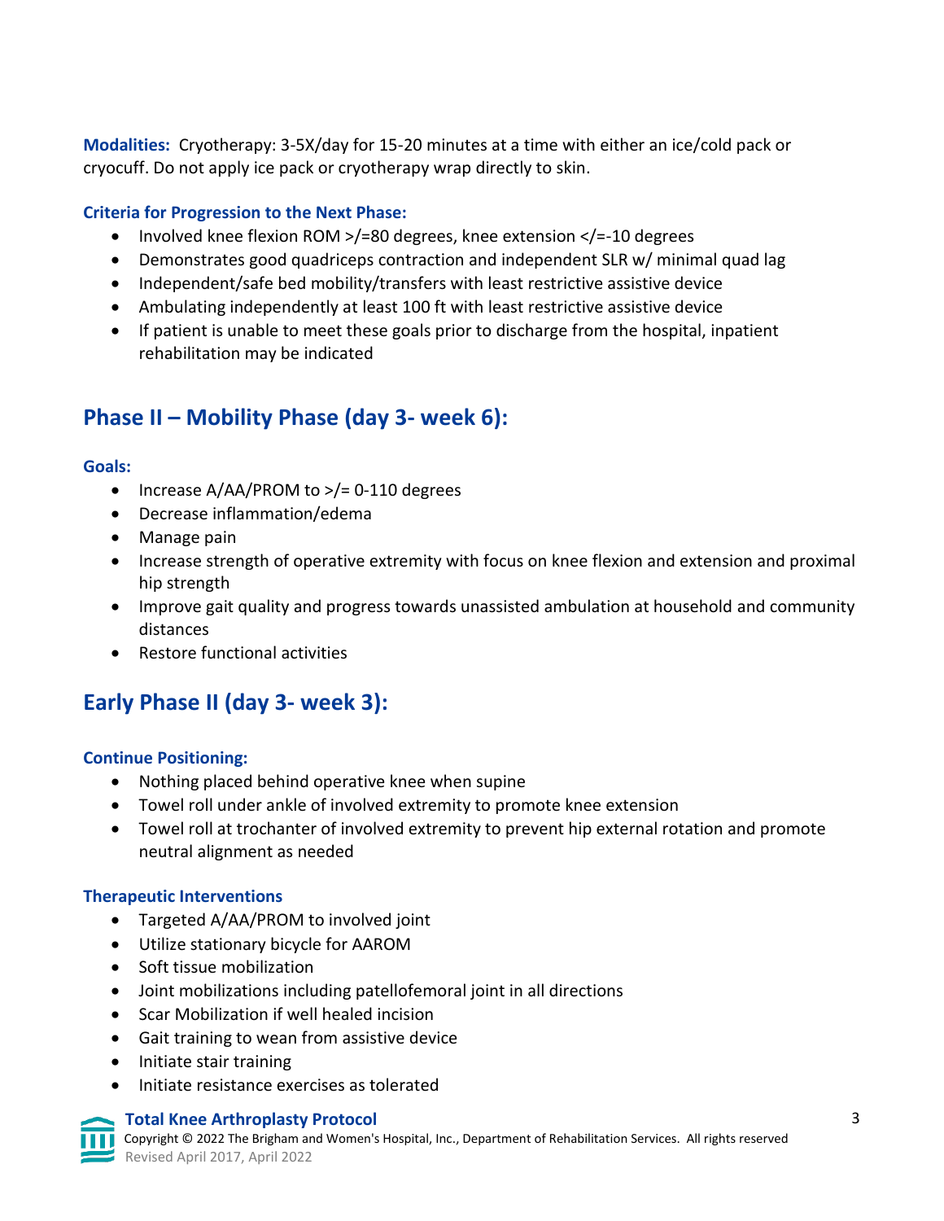**Modalities:** Cryotherapy: 3-5X/day for 15-20 minutes at a time with either an ice/cold pack or cryocuff. Do not apply ice pack or cryotherapy wrap directly to skin.

### Criteria for Progression to the Next Phase:

- Involved knee flexion ROM >/=80 degrees, knee extension </=-10 degrees
- Demonstrates good quadriceps contraction and independent SLR w/ minimal quad lag
- Independent/safe bed mobility/transfers with least restrictive assistive device
- Ambulating independently at least 100 ft with least restrictive assistive device
- If patient is unable to meet these goals prior to discharge from the hospital, inpatient rehabilitation may be indicated

## Phase II – Mobility Phase (day 3- week 6):

### Goals:

- Increase A/AA/PROM to >/= 0-110 degrees
- Decrease inflammation/edema
- Manage pain
- Increase strength of operative extremity with focus on knee flexion and extension and proximal hip strength
- Improve gait quality and progress towards unassisted ambulation at household and community distances
- Restore functional activities

## Early Phase II (day 3- week 3):

### Continue Positioning:

- Nothing placed behind operative knee when supine
- Towel roll under ankle of involved extremity to promote knee extension
- Towel roll at trochanter of involved extremity to prevent hip external rotation and promote neutral alignment as needed

### Therapeutic Interventions

- Targeted A/AA/PROM to involved joint
- Utilize stationary bicycle for AAROM
- Soft tissue mobilization
- Joint mobilizations including patellofemoral joint in all directions
- Scar Mobilization if well healed incision
- Gait training to wean from assistive device
- Initiate stair training
- Initiate resistance exercises as tolerated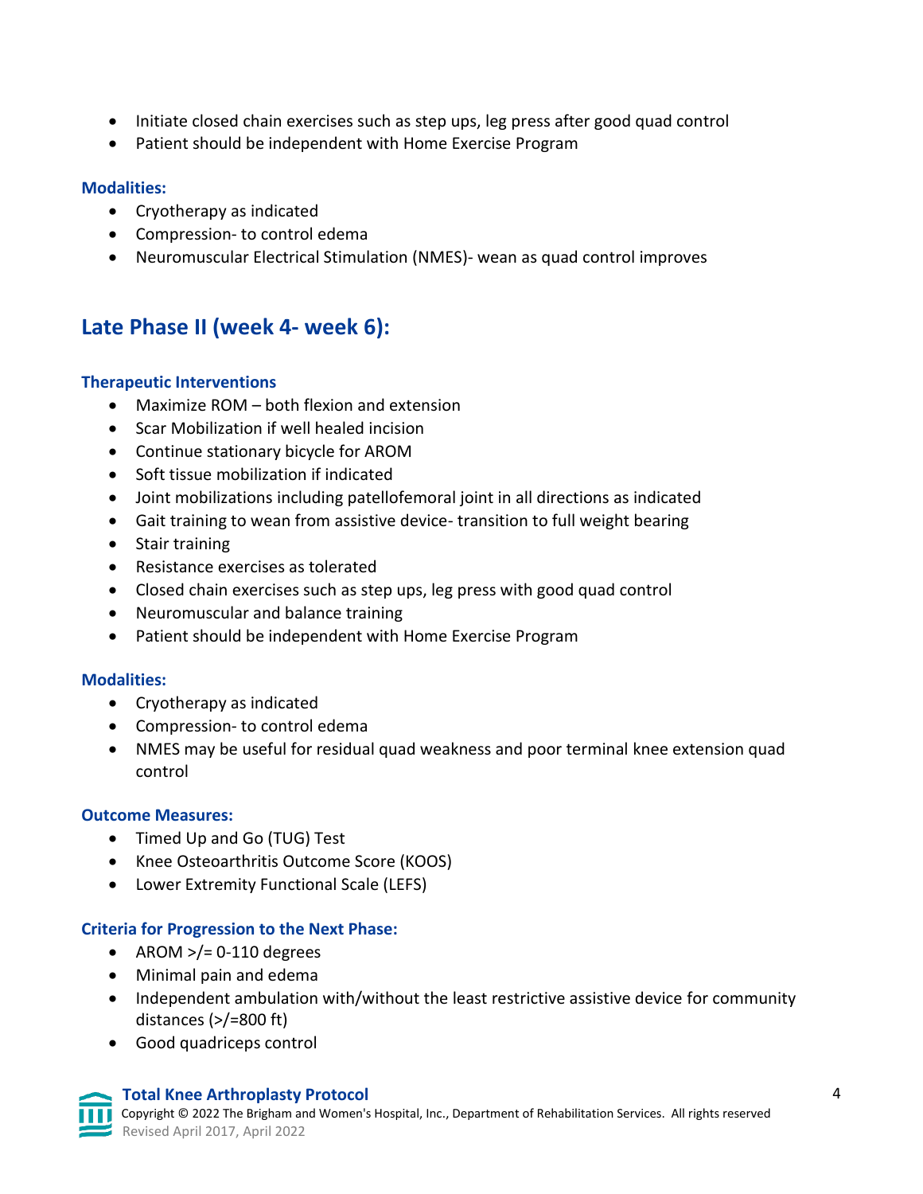- Initiate closed chain exercises such as step ups, leg press after good quad control
- Patient should be independent with Home Exercise Program

### Modalities:

- Cryotherapy as indicated
- Compression- to control edema
- Neuromuscular Electrical Stimulation (NMES)- wean as quad control improves

## Late Phase II (week 4- week 6):

### Therapeutic Interventions

- Maximize ROM – both flexion and extension
- Scar Mobilization if well healed incision
- Continue stationary bicycle for AROM
- Soft tissue mobilization if indicated
- Joint mobilizations including patellofemoral joint in all directions as indicated
- Gait training to wean from assistive device- transition to full weight bearing
- Stair training
- Resistance exercises as tolerated
- Closed chain exercises such as step ups, leg press with good quad control
- Neuromuscular and balance training
- Patient should be independent with Home Exercise Program

### Modalities:

- Cryotherapy as indicated
- Compression- to control edema
- NMES may be useful for residual quad weakness and poor terminal knee extension quad control

### Outcome Measures:

- Timed Up and Go (TUG) Test
- Knee Osteoarthritis Outcome Score (KOOS)
- Lower Extremity Functional Scale (LEFS)

### Criteria for Progression to the Next Phase:

- AROM >/= 0-110 degrees
- Minimal pain and edema
- Independent ambulation with/without the least restrictive assistive device for community distances (>/=800 ft)
- Good quadriceps control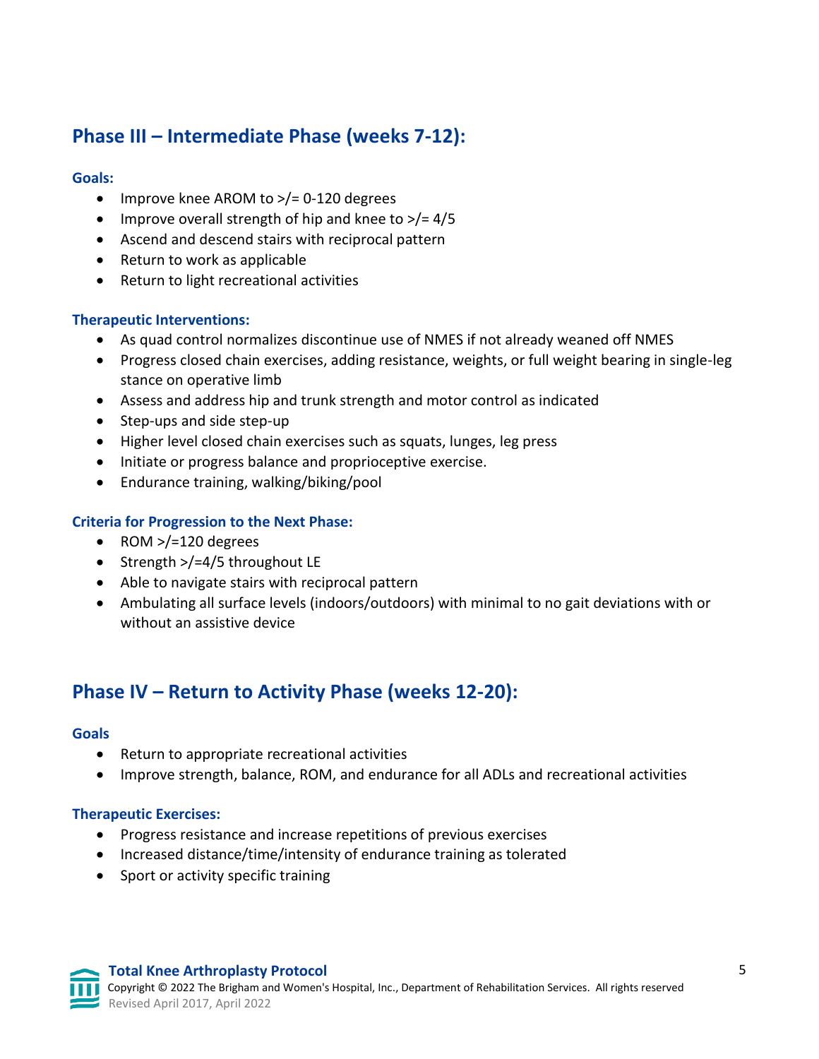## Phase III – Intermediate Phase (weeks 7-12):

### Goals:

- Improve knee AROM to >/= 0-120 degrees
- Improve overall strength of hip and knee to >/= 4/5
- Ascend and descend stairs with reciprocal pattern
- Return to work as applicable
- Return to light recreational activities

### Therapeutic Interventions:

- As quad control normalizes discontinue use of NMES if not already weaned off NMES
- Progress closed chain exercises, adding resistance, weights, or full weight bearing in single-leg stance on operative limb
- Assess and address hip and trunk strength and motor control as indicated
- Step-ups and side step-up
- Higher level closed chain exercises such as squats, lunges, leg press
- Initiate or progress balance and proprioceptive exercise.
- Endurance training, walking/biking/pool

### Criteria for Progression to the Next Phase:

- ROM >/=120 degrees
- Strength >/=4/5 throughout LE
- Able to navigate stairs with reciprocal pattern
- Ambulating all surface levels (indoors/outdoors) with minimal to no gait deviations with or without an assistive device

## Phase IV – Return to Activity Phase (weeks 12-20):

### Goals

- Return to appropriate recreational activities
- Improve strength, balance, ROM, and endurance for all ADLs and recreational activities

### Therapeutic Exercises:

- Progress resistance and increase repetitions of previous exercises
- Increased distance/time/intensity of endurance training as tolerated
- Sport or activity specific training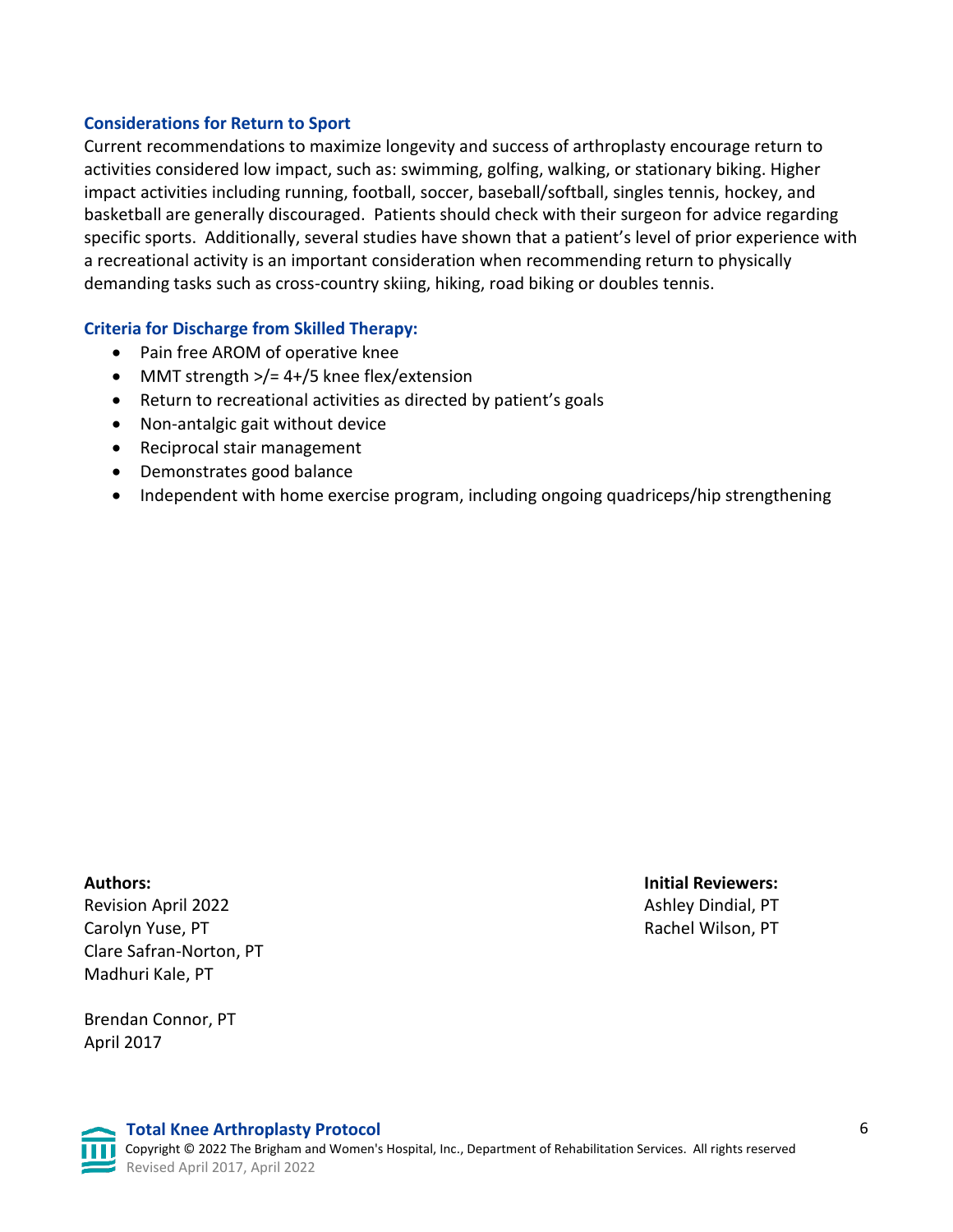## Considerations for Return to Sport

Current recommendations to maximize longevity and success of arthroplasty encourage return to activities considered low impact, such as: swimming, golfing, walking, or stationary biking. Higher impact activities including running, football, soccer, baseball/softball, singles tennis, hockey, and basketball are generally discouraged. Patients should check with their surgeon for advice regarding specific sports. Additionally, several studies have shown that a patient's level of prior experience with a recreational activity is an important consideration when recommending return to physically demanding tasks such as cross-country skiing, hiking, road biking or doubles tennis.

## Criteria for Discharge from Skilled Therapy:

- Pain free AROM of operative knee
- MMT strength >/= 4+/5 knee flex/extension
- Return to recreational activities as directed by patient's goals
- Non-antalgic gait without device
- Reciprocal stair management
- Demonstrates good balance
- Independent with home exercise program, including ongoing quadriceps/hip strengthening

**Authors:**
Revision April 2022
Carolyn Yuse, PT
Clare Safran-Norton, PT
Madhuri Kale, PT

Brendan Connor, PT
April 2017

**Initial Reviewers:**
Ashley Dindial, PT
Rachel Wilson, PT

**Total Knee Arthroplasty Protocol**
Copyright © 2022 The Brigham and Women's Hospital, Inc., Department of Rehabilitation Services. All rights reserved
Revised April 2017, April 2022